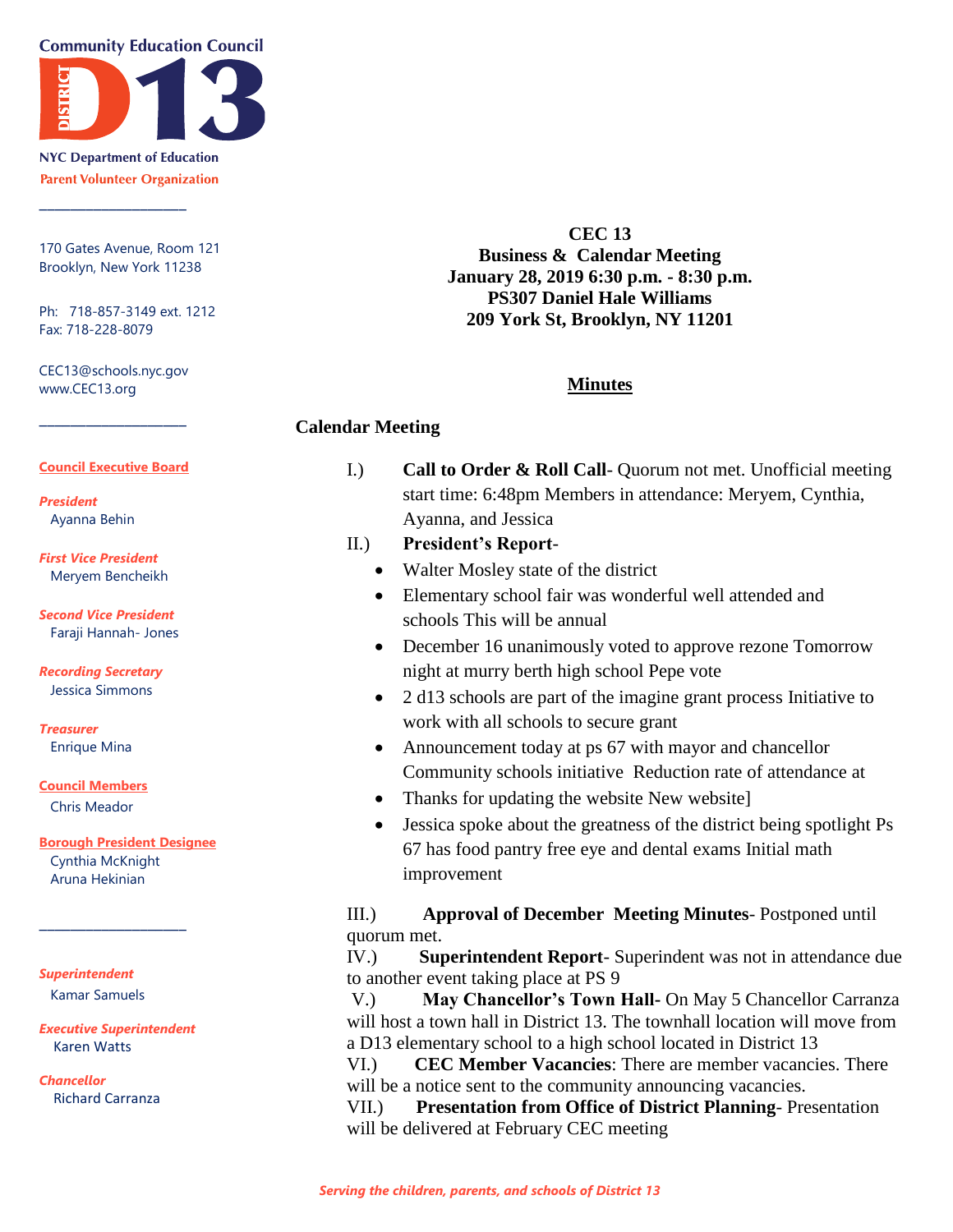**Community Education Council**
**District 13**
NYC Department of Education
Parent Volunteer Organization

170 Gates Avenue, Room 121
Brooklyn, New York 11238

Ph: 718-857-3149 ext. 1212
Fax: 718-228-8079

CEC13@schools.nyc.gov
www.CEC13.org

**Council Executive Board**

*President*
Ayanna Behin

*First Vice President*
Meryem Bencheikh

*Second Vice President*
Faraji Hannah- Jones

*Recording Secretary*
Jessica Simmons

*Treasurer*
Enrique Mina

**Council Members**
Chris Meador

**Borough President Designee**
Cynthia McKnight
Aruna Hekinian

*Superintendent*
Kamar Samuels

*Executive Superintendent*
Karen Watts

*Chancellor*
Richard Carranza

**CEC 13**
**Business & Calendar Meeting**
**January 28, 2019 6:30 p.m. - 8:30 p.m.**
**PS307 Daniel Hale Williams**
**209 York St, Brooklyn, NY 11201**

**Minutes**

## Calendar Meeting

I.) **Call to Order & Roll Call**- Quorum not met. Unofficial meeting start time: 6:48pm Members in attendance: Meryem, Cynthia, Ayanna, and Jessica

II.) **President's Report**-

- Walter Mosley state of the district
- Elementary school fair was wonderful well attended and schools This will be annual
- December 16 unanimously voted to approve rezone Tomorrow night at murry berth high school Pepe vote
- 2 d13 schools are part of the imagine grant process Initiative to work with all schools to secure grant
- Announcement today at ps 67 with mayor and chancellor Community schools initiative Reduction rate of attendance at
- Thanks for updating the website New website]
- Jessica spoke about the greatness of the district being spotlight Ps 67 has food pantry free eye and dental exams Initial math improvement

III.) **Approval of December Meeting Minutes**- Postponed until quorum met.

IV.) **Superintendent Report**- Superindent was not in attendance due to another event taking place at PS 9

V.) **May Chancellor's Town Hall**- On May 5 Chancellor Carranza will host a town hall in District 13. The townhall location will move from a D13 elementary school to a high school located in District 13

VI.) **CEC Member Vacancies**: There are member vacancies. There will be a notice sent to the community announcing vacancies.

VII.) **Presentation from Office of District Planning**- Presentation will be delivered at February CEC meeting

*Serving the children, parents, and schools of District 13*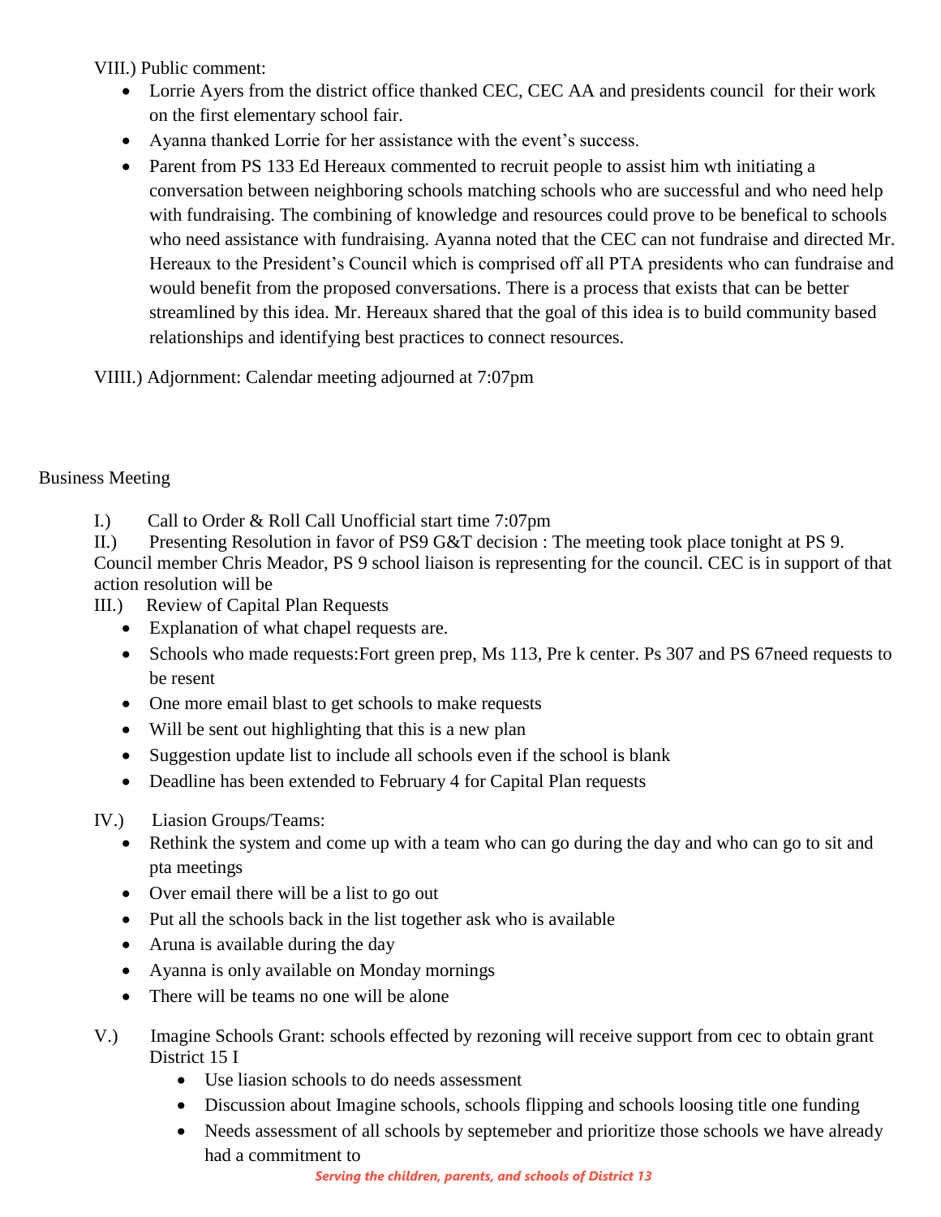VIII.) Public comment:

- Lorrie Ayers from the district office thanked CEC, CEC AA and presidents council for their work on the first elementary school fair.
- Ayanna thanked Lorrie for her assistance with the event's success.
- Parent from PS 133 Ed Hereaux commented to recruit people to assist him wth initiating a conversation between neighboring schools matching schools who are successful and who need help with fundraising. The combining of knowledge and resources could prove to be benefical to schools who need assistance with fundraising. Ayanna noted that the CEC can not fundraise and directed Mr. Hereaux to the President's Council which is comprised off all PTA presidents who can fundraise and would benefit from the proposed conversations. There is a process that exists that can be better streamlined by this idea. Mr. Hereaux shared that the goal of this idea is to build community based relationships and identifying best practices to connect resources.

VIIII.) Adjornment: Calendar meeting adjourned at 7:07pm

Business Meeting

I.) Call to Order & Roll Call Unofficial start time 7:07pm

II.) Presenting Resolution in favor of PS9 G&T decision : The meeting took place tonight at PS 9. Council member Chris Meador, PS 9 school liaison is representing for the council. CEC is in support of that action resolution will be

III.) Review of Capital Plan Requests

- Explanation of what chapel requests are.
- Schools who made requests:Fort green prep, Ms 113, Pre k center. Ps 307 and PS 67need requests to be resent
- One more email blast to get schools to make requests
- Will be sent out highlighting that this is a new plan
- Suggestion update list to include all schools even if the school is blank
- Deadline has been extended to February 4 for Capital Plan requests

IV.) Liasion Groups/Teams:

- Rethink the system and come up with a team who can go during the day and who can go to sit and pta meetings
- Over email there will be a list to go out
- Put all the schools back in the list together ask who is available
- Aruna is available during the day
- Ayanna is only available on Monday mornings
- There will be teams no one will be alone

V.) Imagine Schools Grant: schools effected by rezoning will receive support from cec to obtain grant District 15 I

  - Use liasion schools to do needs assessment
  - Discussion about Imagine schools, schools flipping and schools loosing title one funding
  - Needs assessment of all schools by septemeber and prioritize those schools we have already had a commitment to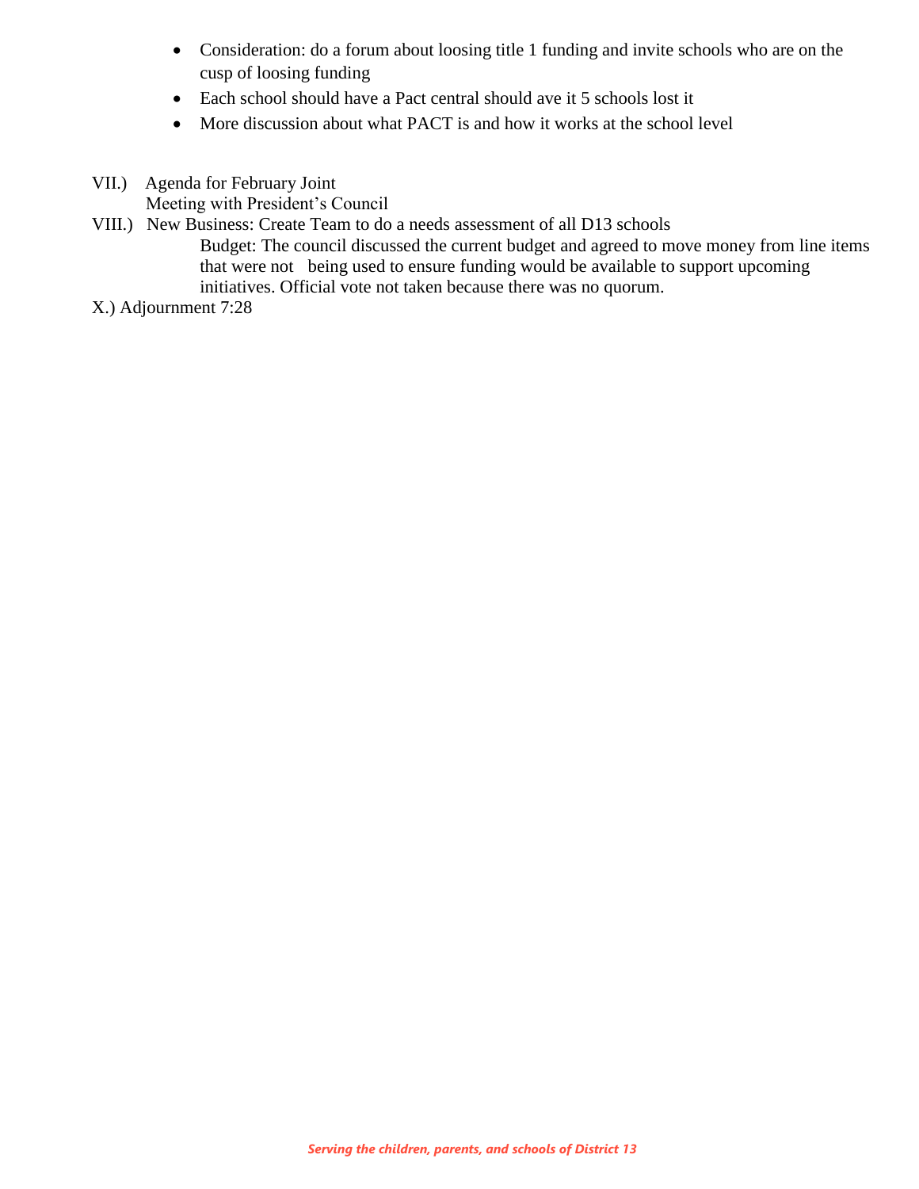- Consideration: do a forum about loosing title 1 funding and invite schools who are on the cusp of loosing funding
- Each school should have a Pact central should ave it 5 schools lost it
- More discussion about what PACT is and how it works at the school level

VII.) Agenda for February Joint
Meeting with President's Council

VIII.) New Business: Create Team to do a needs assessment of all D13 schools

Budget: The council discussed the current budget and agreed to move money from line items that were not being used to ensure funding would be available to support upcoming initiatives. Official vote not taken because there was no quorum.

X.) Adjournment 7:28